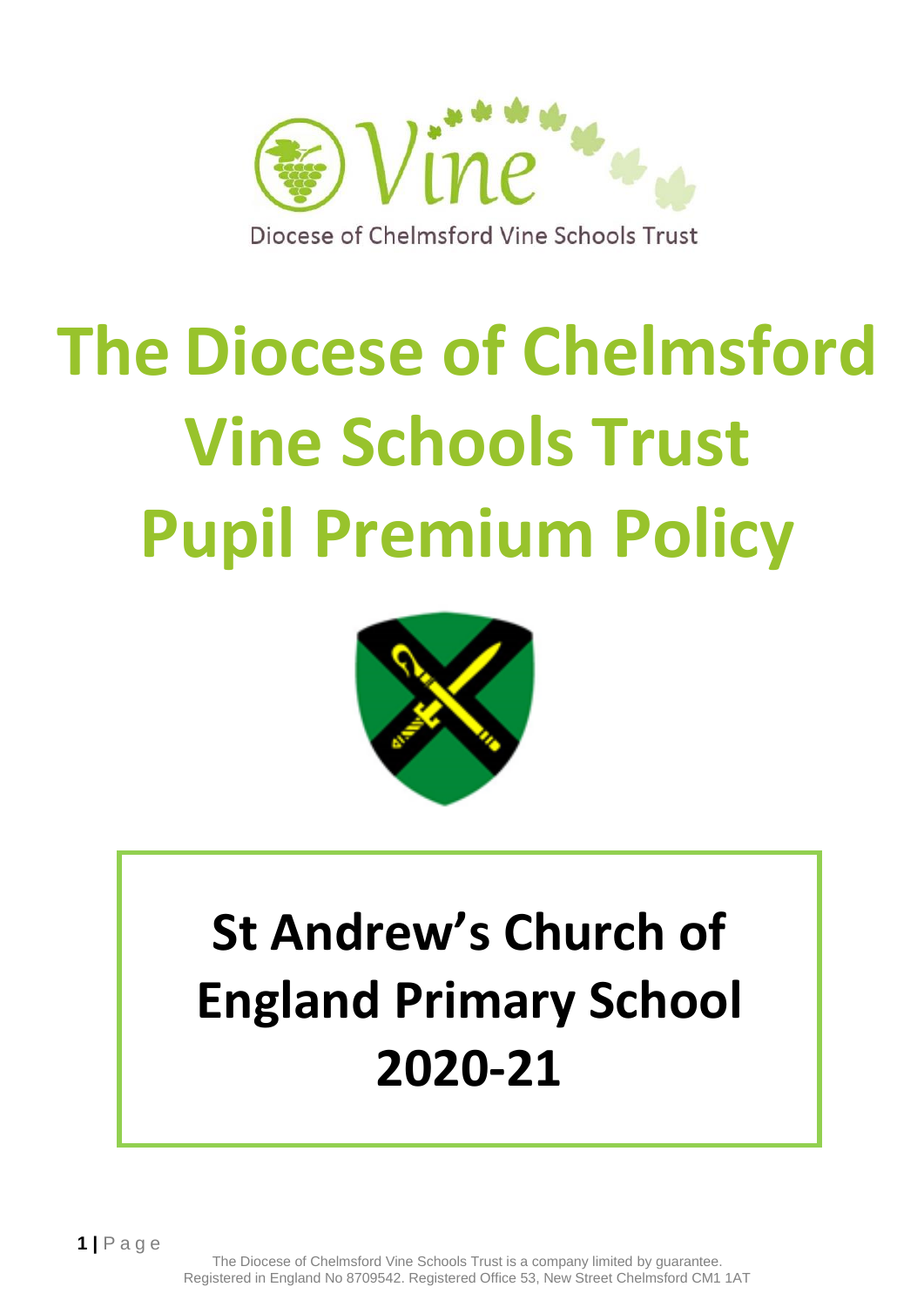Diocese of Chelmsford Vine Schools Trust

# The Diocese of Chelmsford Vine Schools Trust Pupil Premium Policy

## St Andrew's Church of England Primary School 2020-21

The Diocese of Chelmsford Vine Schools Trust is a company limited by guarantee. Registered in England No 8709542. Registered Office 53, New Street Chelmsford CM1 1AT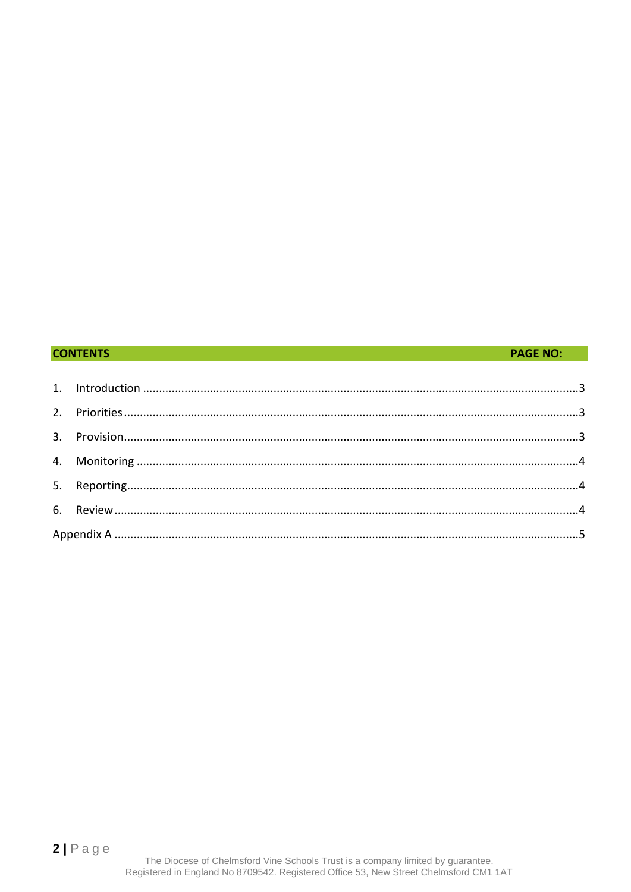| CONTENTS | PAGE NO: |
|---|---|
| 1. Introduction | 3 |
| 2. Priorities | 3 |
| 3. Provision | 3 |
| 4. Monitoring | 4 |
| 5. Reporting | 4 |
| 6. Review | 4 |
| Appendix A | 5 |

The Diocese of Chelmsford Vine Schools Trust is a company limited by guarantee.
Registered in England No 8709542. Registered Office 53, New Street Chelmsford CM1 1AT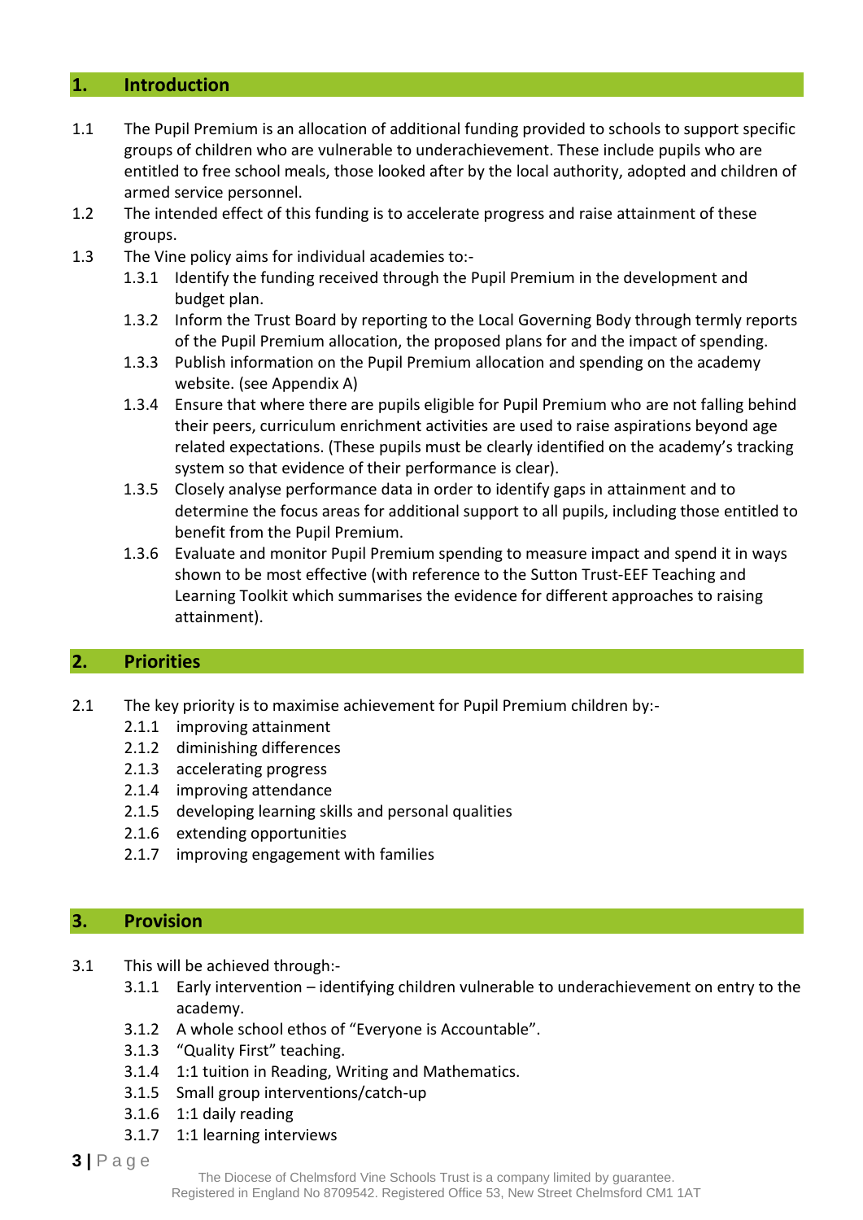## 1. Introduction

1.1 The Pupil Premium is an allocation of additional funding provided to schools to support specific groups of children who are vulnerable to underachievement. These include pupils who are entitled to free school meals, those looked after by the local authority, adopted and children of armed service personnel.

1.2 The intended effect of this funding is to accelerate progress and raise attainment of these groups.

1.3 The Vine policy aims for individual academies to:-

- 1.3.1 Identify the funding received through the Pupil Premium in the development and budget plan.
- 1.3.2 Inform the Trust Board by reporting to the Local Governing Body through termly reports of the Pupil Premium allocation, the proposed plans for and the impact of spending.
- 1.3.3 Publish information on the Pupil Premium allocation and spending on the academy website. (see Appendix A)
- 1.3.4 Ensure that where there are pupils eligible for Pupil Premium who are not falling behind their peers, curriculum enrichment activities are used to raise aspirations beyond age related expectations. (These pupils must be clearly identified on the academy's tracking system so that evidence of their performance is clear).
- 1.3.5 Closely analyse performance data in order to identify gaps in attainment and to determine the focus areas for additional support to all pupils, including those entitled to benefit from the Pupil Premium.
- 1.3.6 Evaluate and monitor Pupil Premium spending to measure impact and spend it in ways shown to be most effective (with reference to the Sutton Trust-EEF Teaching and Learning Toolkit which summarises the evidence for different approaches to raising attainment).

## 2. Priorities

2.1 The key priority is to maximise achievement for Pupil Premium children by:-

- 2.1.1 improving attainment
- 2.1.2 diminishing differences
- 2.1.3 accelerating progress
- 2.1.4 improving attendance
- 2.1.5 developing learning skills and personal qualities
- 2.1.6 extending opportunities
- 2.1.7 improving engagement with families

## 3. Provision

3.1 This will be achieved through:-

- 3.1.1 Early intervention – identifying children vulnerable to underachievement on entry to the academy.
- 3.1.2 A whole school ethos of "Everyone is Accountable".
- 3.1.3 "Quality First" teaching.
- 3.1.4 1:1 tuition in Reading, Writing and Mathematics.
- 3.1.5 Small group interventions/catch-up
- 3.1.6 1:1 daily reading
- 3.1.7 1:1 learning interviews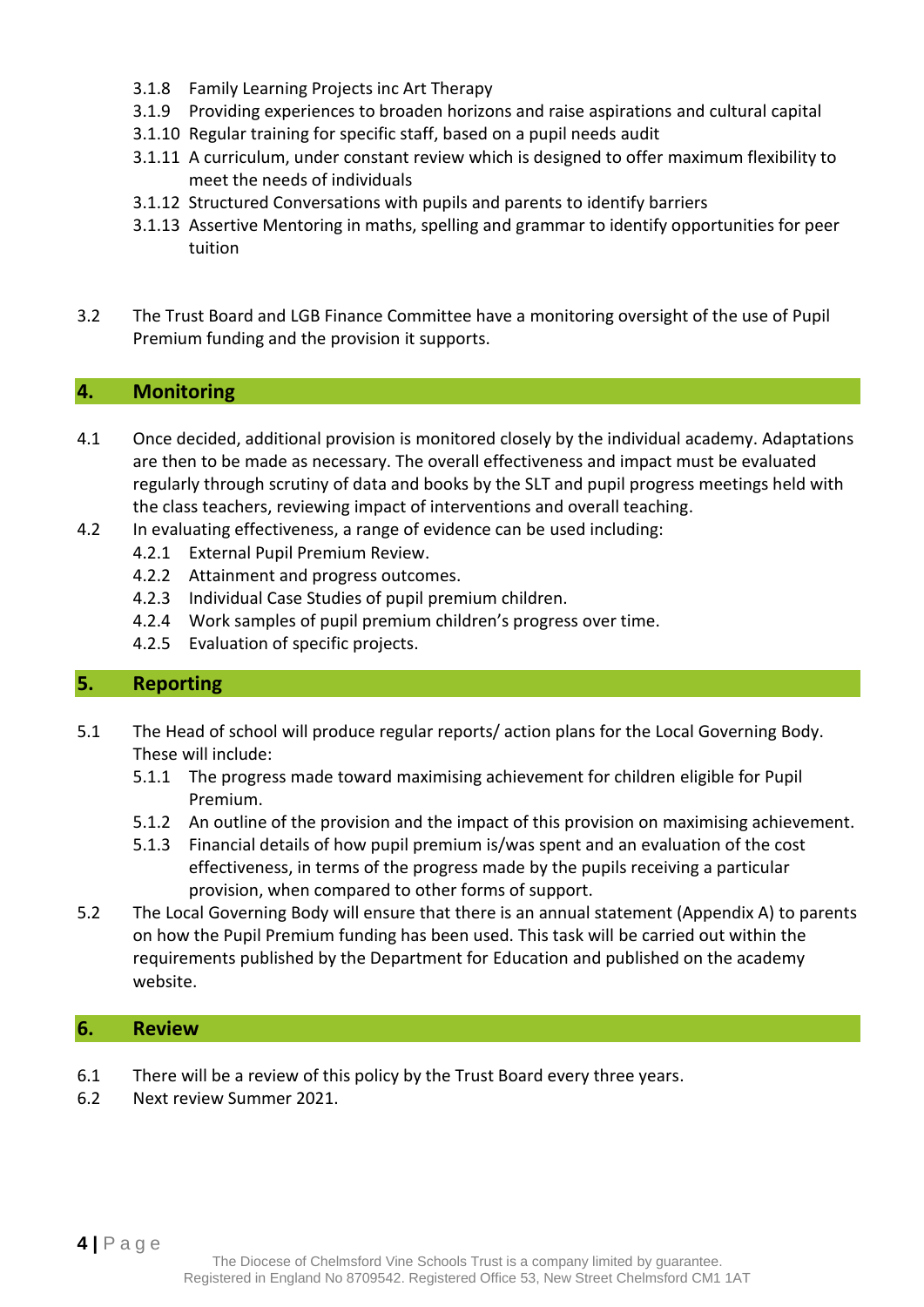3.1.8 Family Learning Projects inc Art Therapy
3.1.9 Providing experiences to broaden horizons and raise aspirations and cultural capital
3.1.10 Regular training for specific staff, based on a pupil needs audit
3.1.11 A curriculum, under constant review which is designed to offer maximum flexibility to meet the needs of individuals
3.1.12 Structured Conversations with pupils and parents to identify barriers
3.1.13 Assertive Mentoring in maths, spelling and grammar to identify opportunities for peer tuition

3.2 The Trust Board and LGB Finance Committee have a monitoring oversight of the use of Pupil Premium funding and the provision it supports.

## 4. Monitoring

4.1 Once decided, additional provision is monitored closely by the individual academy. Adaptations are then to be made as necessary. The overall effectiveness and impact must be evaluated regularly through scrutiny of data and books by the SLT and pupil progress meetings held with the class teachers, reviewing impact of interventions and overall teaching.

4.2 In evaluating effectiveness, a range of evidence can be used including:
4.2.1 External Pupil Premium Review.
4.2.2 Attainment and progress outcomes.
4.2.3 Individual Case Studies of pupil premium children.
4.2.4 Work samples of pupil premium children's progress over time.
4.2.5 Evaluation of specific projects.

## 5. Reporting

5.1 The Head of school will produce regular reports/ action plans for the Local Governing Body. These will include:
5.1.1 The progress made toward maximising achievement for children eligible for Pupil Premium.
5.1.2 An outline of the provision and the impact of this provision on maximising achievement.
5.1.3 Financial details of how pupil premium is/was spent and an evaluation of the cost effectiveness, in terms of the progress made by the pupils receiving a particular provision, when compared to other forms of support.

5.2 The Local Governing Body will ensure that there is an annual statement (Appendix A) to parents on how the Pupil Premium funding has been used. This task will be carried out within the requirements published by the Department for Education and published on the academy website.

## 6. Review

6.1 There will be a review of this policy by the Trust Board every three years.
6.2 Next review Summer 2021.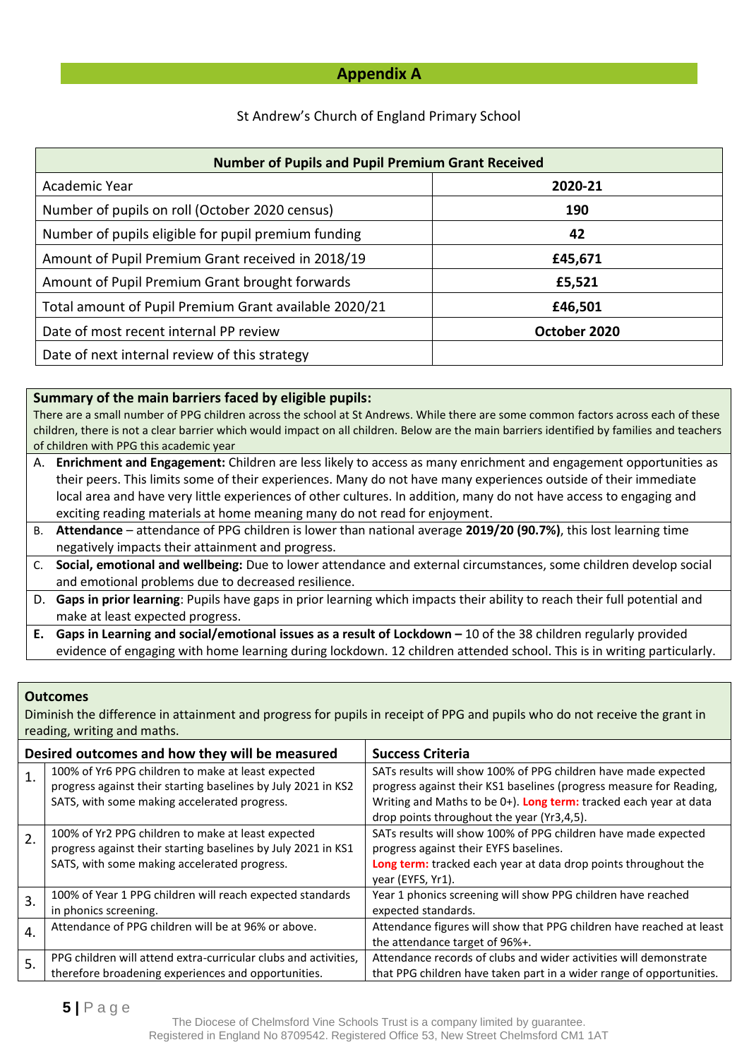## Appendix A

St Andrew's Church of England Primary School

| Number of Pupils and Pupil Premium Grant Received | |
|---|---|
| Academic Year | **2020-21** |
| Number of pupils on roll (October 2020 census) | **190** |
| Number of pupils eligible for pupil premium funding | **42** |
| Amount of Pupil Premium Grant received in 2018/19 | **£45,671** |
| Amount of Pupil Premium Grant brought forwards | **£5,521** |
| Total amount of Pupil Premium Grant available 2020/21 | **£46,501** |
| Date of most recent internal PP review | **October 2020** |
| Date of next internal review of this strategy | |

**Summary of the main barriers faced by eligible pupils:**

There are a small number of PPG children across the school at St Andrews. While there are some common factors across each of these children, there is not a clear barrier which would impact on all children. Below are the main barriers identified by families and teachers of children with PPG this academic year

A. **Enrichment and Engagement:** Children are less likely to access as many enrichment and engagement opportunities as their peers. This limits some of their experiences. Many do not have many experiences outside of their immediate local area and have very little experiences of other cultures. In addition, many do not have access to engaging and exciting reading materials at home meaning many do not read for enjoyment.

B. **Attendance** – attendance of PPG children is lower than national average **2019/20 (90.7%)**, this lost learning time negatively impacts their attainment and progress.

C. **Social, emotional and wellbeing:** Due to lower attendance and external circumstances, some children develop social and emotional problems due to decreased resilience.

D. **Gaps in prior learning**: Pupils have gaps in prior learning which impacts their ability to reach their full potential and make at least expected progress.

**E. Gaps in Learning and social/emotional issues as a result of Lockdown –** 10 of the 38 children regularly provided evidence of engaging with home learning during lockdown. 12 children attended school. This is in writing particularly.

**Outcomes**

Diminish the difference in attainment and progress for pupils in receipt of PPG and pupils who do not receive the grant in reading, writing and maths.

| | Desired outcomes and how they will be measured | Success Criteria |
|---|---|---|
| 1. | 100% of Yr6 PPG children to make at least expected progress against their starting baselines by July 2021 in KS2 SATS, with some making accelerated progress. | SATs results will show 100% of PPG children have made expected progress against their KS1 baselines (progress measure for Reading, Writing and Maths to be 0+). **Long term:** tracked each year at data drop points throughout the year (Yr3,4,5). |
| 2. | 100% of Yr2 PPG children to make at least expected progress against their starting baselines by July 2021 in KS1 SATS, with some making accelerated progress. | SATs results will show 100% of PPG children have made expected progress against their EYFS baselines. **Long term:** tracked each year at data drop points throughout the year (EYFS, Yr1). |
| 3. | 100% of Year 1 PPG children will reach expected standards in phonics screening. | Year 1 phonics screening will show PPG children have reached expected standards. |
| 4. | Attendance of PPG children will be at 96% or above. | Attendance figures will show that PPG children have reached at least the attendance target of 96%+. |
| 5. | PPG children will attend extra-curricular clubs and activities, therefore broadening experiences and opportunities. | Attendance records of clubs and wider activities will demonstrate that PPG children have taken part in a wider range of opportunities. |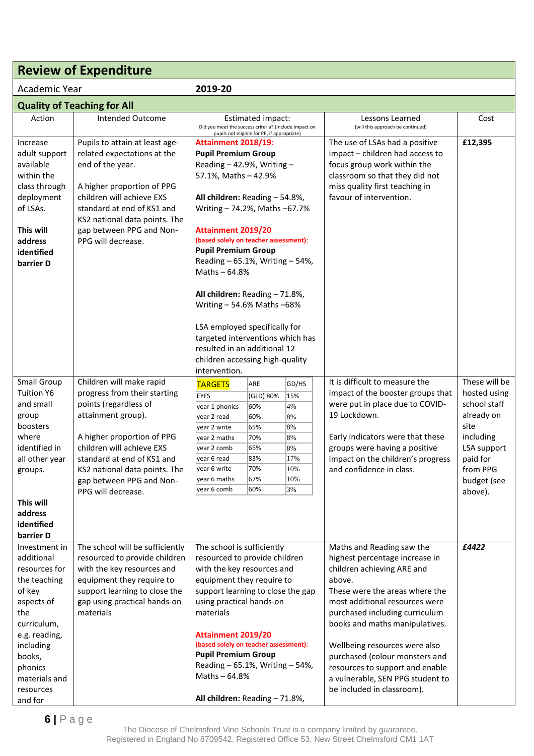## Review of Expenditure

| Academic Year | 2019-20 |
|---|---|

### Quality of Teaching for All

| Action | Intended Outcome | Estimated impact: Did you meet the success criteria? (Include impact on pupils not eligible for PP, if appropriate) | Lessons Learned (will this approach be continued) | Cost |
|---|---|---|---|---|
| Increase adult support available within the class through deployment of LSAs.<br><br>**This will address identified barrier D** | Pupils to attain at least age-related expectations at the end of the year.<br><br>A higher proportion of PPG children will achieve EXS standard at end of KS1 and KS2 national data points. The gap between PPG and Non-PPG will decrease. | **Attainment 2018/19**:<br>**Pupil Premium Group**<br>Reading – 42.9%, Writing – 57.1%, Maths – 42.9%<br><br>**All children:** Reading – 54.8%, Writing – 74.2%, Maths –67.7%<br><br>**Attainment 2019/20**<br>**(based solely on teacher assessment)**:<br>**Pupil Premium Group**<br>Reading – 65.1%, Writing – 54%, Maths – 64.8%<br><br>**All children:** Reading – 71.8%, Writing – 54.6% Maths –68%<br><br>LSA employed specifically for targeted interventions which has resulted in an additional 12 children accessing high-quality intervention. | The use of LSAs had a positive impact – children had access to focus group work within the classroom so that they did not miss quality first teaching in favour of intervention. | **£12,395** |
| Small Group Tuition Y6 and small group boosters where identified in all other year groups.<br><br>**This will address identified barrier D** | Children will make rapid progress from their starting points (regardless of attainment group).<br><br>A higher proportion of PPG children will achieve EXS standard at end of KS1 and KS2 national data points. The gap between PPG and Non-PPG will decrease. | TARGETS / ARE / GD/HS:<br>EYFS – (GLD) 80% – 15%<br>year 1 phonics – 60% – 4%<br>year 2 read – 60% – 8%<br>year 2 write – 65% – 8%<br>year 2 maths – 70% – 8%<br>year 2 comb – 65% – 8%<br>year 6 read – 83% – 17%<br>year 6 write – 70% – 10%<br>year 6 maths – 67% – 10%<br>year 6 comb – 60% – 3% | It is difficult to measure the impact of the booster groups that were put in place due to COVID-19 Lockdown.<br><br>Early indicators were that these groups were having a positive impact on the children's progress and confidence in class. | These will be hosted using school staff already on site including LSA support paid for from PPG budget (see above). |
| Investment in additional resources for the teaching of key aspects of the curriculum, e.g. reading, including books, phonics materials and resources and for | The school will be sufficiently resourced to provide children with the key resources and equipment they require to support learning to close the gap using practical hands-on materials | The school is sufficiently resourced to provide children with the key resources and equipment they require to support learning to close the gap using practical hands-on materials<br><br>**Attainment 2019/20**<br>**(based solely on teacher assessment)**:<br>**Pupil Premium Group**<br>Reading – 65.1%, Writing – 54%, Maths – 64.8%<br><br>**All children:** Reading – 71.8%, | Maths and Reading saw the highest percentage increase in children achieving ARE and above.<br>These were the areas where the most additional resources were purchased including curriculum books and maths manipulatives.<br><br>Wellbeing resources were also purchased (colour monsters and resources to support and enable a vulnerable, SEN PPG student to be included in classroom). | ***£4422*** |

The Diocese of Chelmsford Vine Schools Trust is a company limited by guarantee.
Registered in England No 8709542. Registered Office 53, New Street Chelmsford CM1 1AT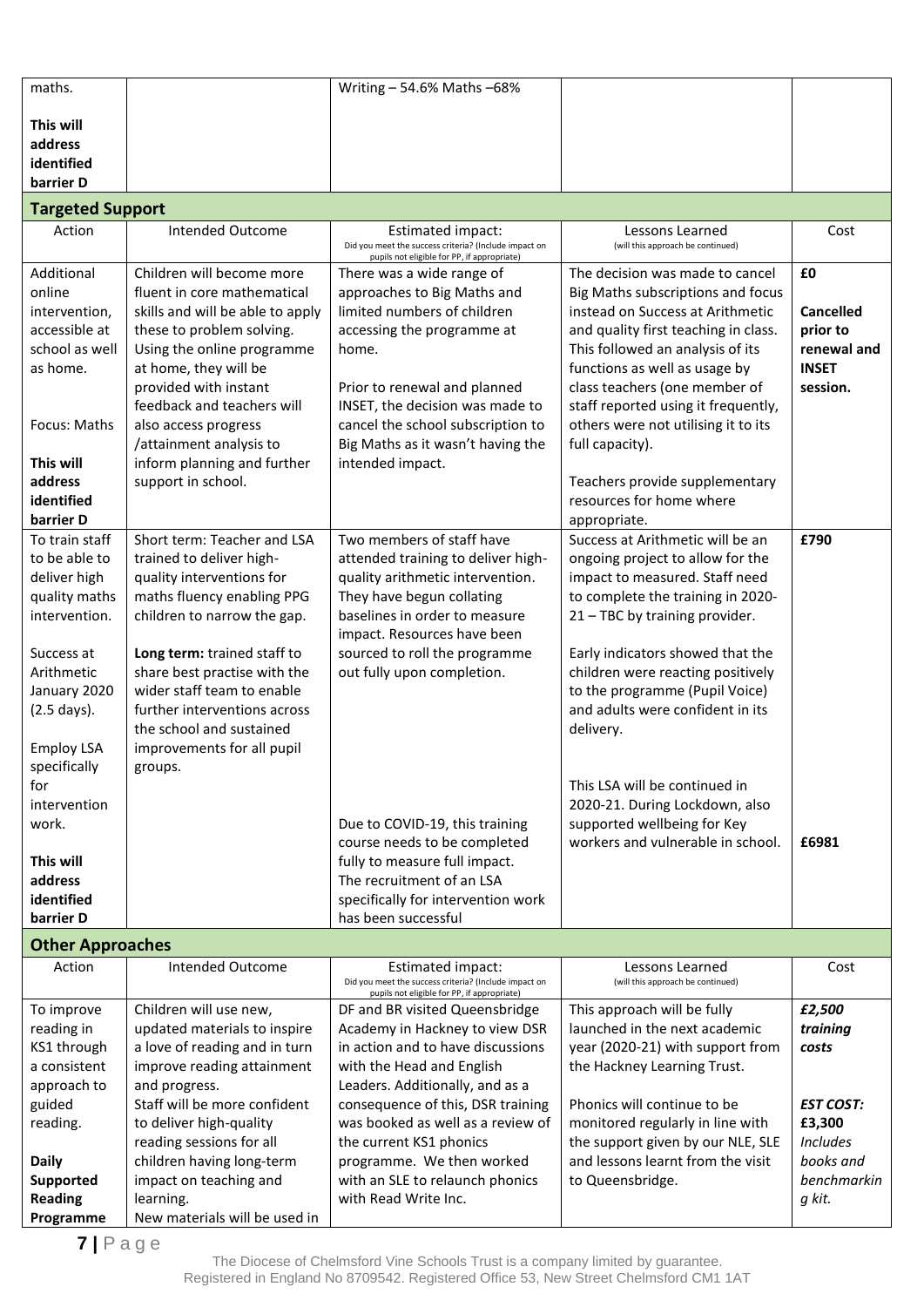| maths.<br><br>**This will address identified barrier D** | | Writing – 54.6% Maths –68% | | |
|---|---|---|---|---|

## Targeted Support

| Action | Intended Outcome | Estimated impact: Did you meet the success criteria? (Include impact on pupils not eligible for PP, if appropriate) | Lessons Learned (will this approach be continued) | Cost |
|---|---|---|---|---|
| Additional online intervention, accessible at school as well as home.<br><br>Focus: Maths<br><br>**This will address identified barrier D** | Children will become more fluent in core mathematical skills and will be able to apply these to problem solving. Using the online programme at home, they will be provided with instant feedback and teachers will also access progress /attainment analysis to inform planning and further support in school. | There was a wide range of approaches to Big Maths and limited numbers of children accessing the programme at home.<br><br>Prior to renewal and planned INSET, the decision was made to cancel the school subscription to Big Maths as it wasn't having the intended impact. | The decision was made to cancel Big Maths subscriptions and focus instead on Success at Arithmetic and quality first teaching in class. This followed an analysis of its functions as well as usage by class teachers (one member of staff reported using it frequently, others were not utilising it to its full capacity).<br><br>Teachers provide supplementary resources for home where appropriate. | **£0**<br><br>**Cancelled prior to renewal and INSET session.** |
| To train staff to be able to deliver high quality maths intervention.<br><br>Success at Arithmetic January 2020 (2.5 days).<br><br>Employ LSA specifically for intervention work.<br><br>**This will address identified barrier D** | Short term: Teacher and LSA trained to deliver high-quality interventions for maths fluency enabling PPG children to narrow the gap.<br><br>**Long term:** trained staff to share best practise with the wider staff team to enable further interventions across the school and sustained improvements for all pupil groups. | Two members of staff have attended training to deliver high-quality arithmetic intervention. They have begun collating baselines in order to measure impact. Resources have been sourced to roll the programme out fully upon completion.<br><br>Due to COVID-19, this training course needs to be completed fully to measure full impact. The recruitment of an LSA specifically for intervention work has been successful | Success at Arithmetic will be an ongoing project to allow for the impact to measured. Staff need to complete the training in 2020-21 – TBC by training provider.<br><br>Early indicators showed that the children were reacting positively to the programme (Pupil Voice) and adults were confident in its delivery.<br><br>This LSA will be continued in 2020-21. During Lockdown, also supported wellbeing for Key workers and vulnerable in school. | **£790**<br><br>**£6981** |

## Other Approaches

| Action | Intended Outcome | Estimated impact: Did you meet the success criteria? (Include impact on pupils not eligible for PP, if appropriate) | Lessons Learned (will this approach be continued) | Cost |
|---|---|---|---|---|
| To improve reading in KS1 through a consistent approach to guided reading.<br><br>**Daily Supported Reading Programme** | Children will use new, updated materials to inspire a love of reading and in turn improve reading attainment and progress.<br>Staff will be more confident to deliver high-quality reading sessions for all children having long-term impact on teaching and learning.<br>New materials will be used in | DF and BR visited Queensbridge Academy in Hackney to view DSR in action and to have discussions with the Head and English Leaders. Additionally, and as a consequence of this, DSR training was booked as well as a review of the current KS1 phonics programme. We then worked with an SLE to relaunch phonics with Read Write Inc. | This approach will be fully launched in the next academic year (2020-21) with support from the Hackney Learning Trust.<br><br>Phonics will continue to be monitored regularly in line with the support given by our NLE, SLE and lessons learnt from the visit to Queensbridge. | ***£2,500 training costs***<br><br>***EST COST: £3,300*** *Includes books and benchmarking kit.* |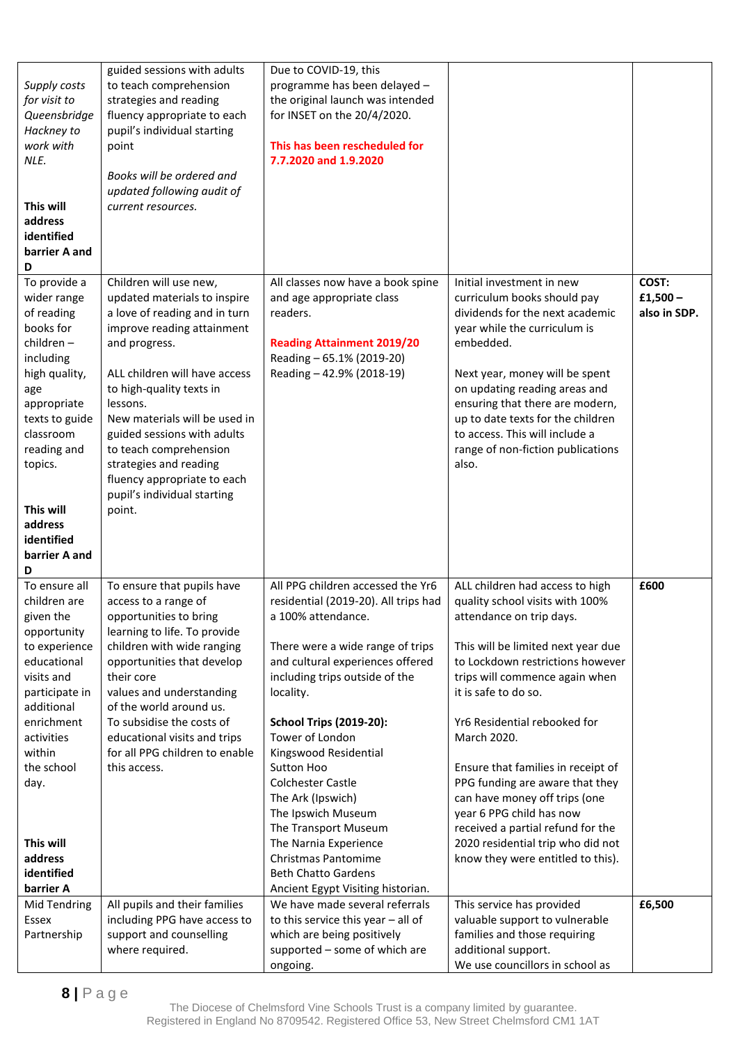| | | | | |
|---|---|---|---|---|
| *Supply costs for visit to Queensbridge Hackney to work with NLE.*<br><br>**This will address identified barrier A and D** | guided sessions with adults to teach comprehension strategies and reading fluency appropriate to each pupil's individual starting point<br><br>*Books will be ordered and updated following audit of current resources.* | Due to COVID-19, this programme has been delayed – the original launch was intended for INSET on the 20/4/2020.<br><br>**This has been rescheduled for 7.7.2020 and 1.9.2020** | | |
| To provide a wider range of reading books for children – including high quality, age appropriate texts to guide classroom reading and topics.<br><br>**This will address identified barrier A and D** | Children will use new, updated materials to inspire a love of reading and in turn improve reading attainment and progress.<br><br>ALL children will have access to high-quality texts in lessons.<br>New materials will be used in guided sessions with adults to teach comprehension strategies and reading fluency appropriate to each pupil's individual starting point. | All classes now have a book spine and age appropriate class readers.<br><br>**Reading Attainment 2019/20**<br>Reading – 65.1% (2019-20)<br>Reading – 42.9% (2018-19) | Initial investment in new curriculum books should pay dividends for the next academic year while the curriculum is embedded.<br><br>Next year, money will be spent on updating reading areas and ensuring that there are modern, up to date texts for the children to access. This will include a range of non-fiction publications also. | **COST: £1,500 – also in SDP.** |
| To ensure all children are given the opportunity to experience educational visits and participate in additional enrichment activities within the school day.<br><br>**This will address identified barrier A** | To ensure that pupils have access to a range of opportunities to bring learning to life. To provide children with wide ranging opportunities that develop their core values and understanding of the world around us.<br>To subsidise the costs of educational visits and trips for all PPG children to enable this access. | All PPG children accessed the Yr6 residential (2019-20). All trips had a 100% attendance.<br><br>There were a wide range of trips and cultural experiences offered including trips outside of the locality.<br><br>**School Trips (2019-20):**<br>Tower of London<br>Kingswood Residential<br>Sutton Hoo<br>Colchester Castle<br>The Ark (Ipswich)<br>The Ipswich Museum<br>The Transport Museum<br>The Narnia Experience<br>Christmas Pantomime<br>Beth Chatto Gardens<br>Ancient Egypt Visiting historian. | ALL children had access to high quality school visits with 100% attendance on trip days.<br><br>This will be limited next year due to Lockdown restrictions however trips will commence again when it is safe to do so.<br><br>Yr6 Residential rebooked for March 2020.<br><br>Ensure that families in receipt of PPG funding are aware that they can have money off trips (one year 6 PPG child has now received a partial refund for the 2020 residential trip who did not know they were entitled to this). | **£600** |
| Mid Tendring Essex Partnership | All pupils and their families including PPG have access to support and counselling where required. | We have made several referrals to this service this year – all of which are being positively supported – some of which are ongoing. | This service has provided valuable support to vulnerable families and those requiring additional support.<br>We use councillors in school as | **£6,500** |

The Diocese of Chelmsford Vine Schools Trust is a company limited by guarantee.
Registered in England No 8709542. Registered Office 53, New Street Chelmsford CM1 1AT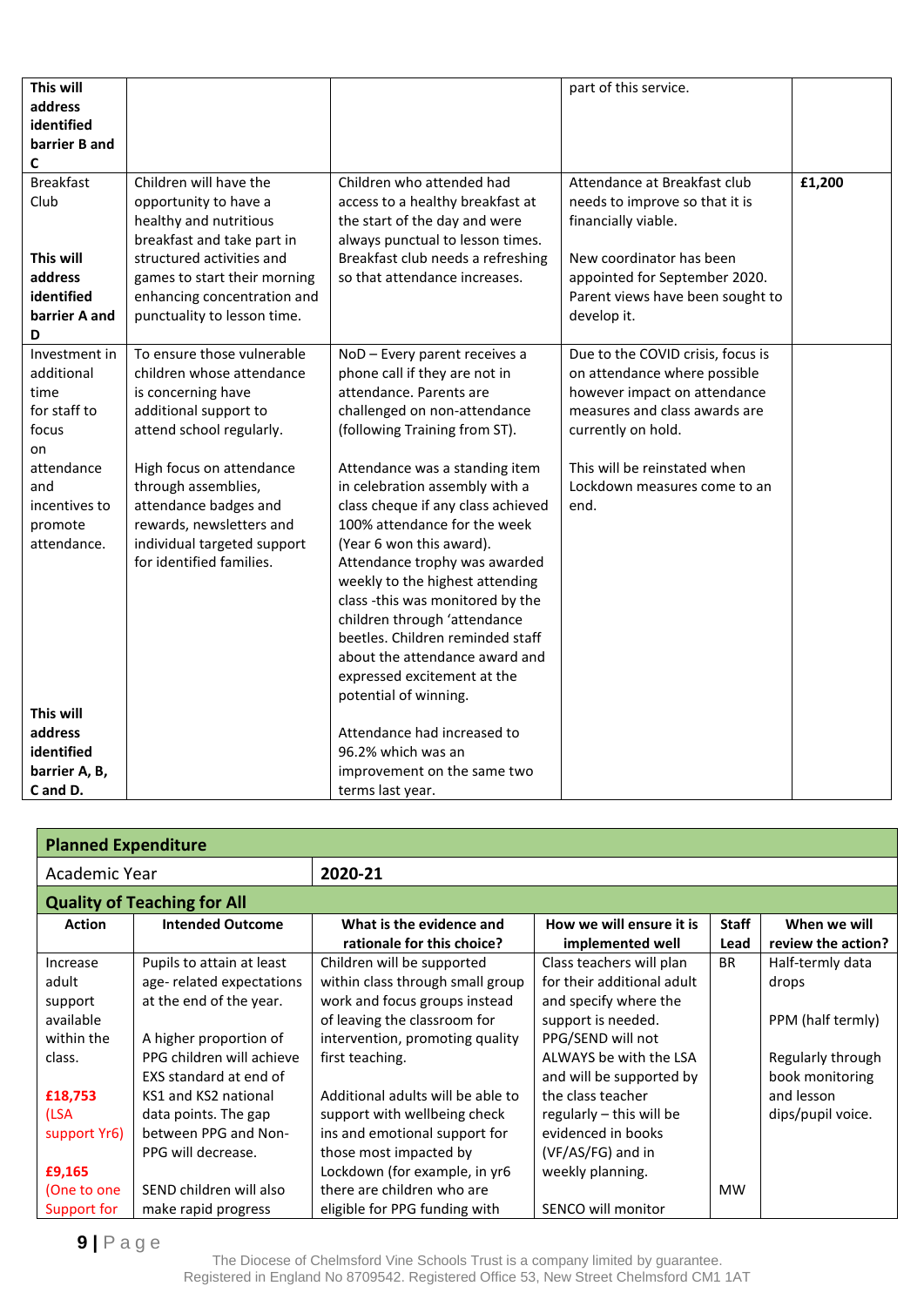| | | | | |
|---|---|---|---|---|
| **This will address identified barrier B and C** | | | part of this service. | |
| Breakfast Club<br><br>**This will address identified barrier A and D** | Children will have the opportunity to have a healthy and nutritious breakfast and take part in structured activities and games to start their morning enhancing concentration and punctuality to lesson time. | Children who attended had access to a healthy breakfast at the start of the day and were always punctual to lesson times. Breakfast club needs a refreshing so that attendance increases. | Attendance at Breakfast club needs to improve so that it is financially viable.<br><br>New coordinator has been appointed for September 2020. Parent views have been sought to develop it. | **£1,200** |
| Investment in additional time for staff to focus on attendance and incentives to promote attendance.<br><br>**This will address identified barrier A, B, C and D.** | To ensure those vulnerable children whose attendance is concerning have additional support to attend school regularly.<br><br>High focus on attendance through assemblies, attendance badges and rewards, newsletters and individual targeted support for identified families. | NoD – Every parent receives a phone call if they are not in attendance. Parents are challenged on non-attendance (following Training from ST).<br><br>Attendance was a standing item in celebration assembly with a class cheque if any class achieved 100% attendance for the week (Year 6 won this award). Attendance trophy was awarded weekly to the highest attending class -this was monitored by the children through 'attendance beetles. Children reminded staff about the attendance award and expressed excitement at the potential of winning.<br><br>Attendance had increased to 96.2% which was an improvement on the same two terms last year. | Due to the COVID crisis, focus is on attendance where possible however impact on attendance measures and class awards are currently on hold.<br><br>This will be reinstated when Lockdown measures come to an end. | |

| **Planned Expenditure** | | | | | |
|---|---|---|---|---|---|
| Academic Year | **2020-21** | | | | |
| **Quality of Teaching for All** | | | | | |
| **Action** | **Intended Outcome** | **What is the evidence and rationale for this choice?** | **How we will ensure it is implemented well** | **Staff Lead** | **When we will review the action?** |
| Increase adult support available within the class.<br><br>**£18,753** (LSA support Yr6)<br><br>**£9,165** (One to one Support for | Pupils to attain at least age- related expectations at the end of the year.<br><br>A higher proportion of PPG children will achieve EXS standard at end of KS1 and KS2 national data points. The gap between PPG and Non-PPG will decrease.<br><br>SEND children will also make rapid progress | Children will be supported within class through small group work and focus groups instead of leaving the classroom for intervention, promoting quality first teaching.<br><br>Additional adults will be able to support with wellbeing check ins and emotional support for those most impacted by Lockdown (for example, in yr6 there are children who are eligible for PPG funding with | Class teachers will plan for their additional adult and specify where the support is needed. PPG/SEND will not ALWAYS be with the LSA and will be supported by the class teacher regularly – this will be evidenced in books (VF/AS/FG) and in weekly planning.<br><br>SENCO will monitor | BR<br><br>MW | Half-termly data drops<br><br>PPM (half termly)<br><br>Regularly through book monitoring and lesson dips/pupil voice. |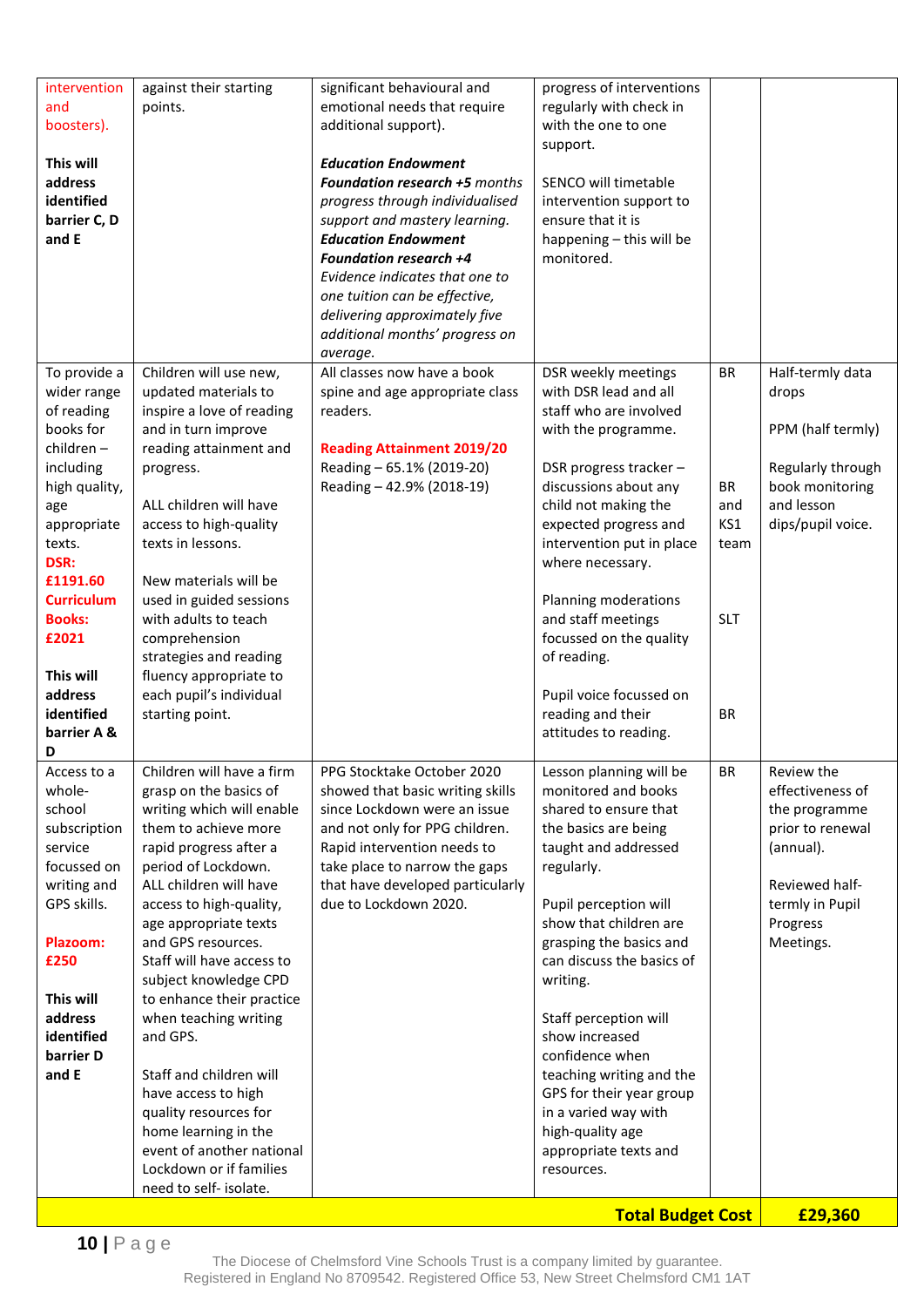| | | | | | |
|---|---|---|---|---|---|
| intervention and boosters).<br><br>**This will address identified barrier C, D and E** | against their starting points. | significant behavioural and emotional needs that require additional support).<br><br>***Education Endowment Foundation research +5*** *months progress through individualised support and mastery learning.*<br>***Education Endowment Foundation research +4*** *Evidence indicates that one to one tuition can be effective, delivering approximately five additional months' progress on average.* | progress of interventions regularly with check in with the one to one support.<br><br>SENCO will timetable intervention support to ensure that it is happening – this will be monitored. | | |
| To provide a wider range of reading books for children – including high quality, age appropriate texts.<br>**DSR: £1191.60**<br>**Curriculum Books: £2021**<br><br>**This will address identified barrier A & D** | Children will use new, updated materials to inspire a love of reading and in turn improve reading attainment and progress.<br><br>ALL children will have access to high-quality texts in lessons.<br><br>New materials will be used in guided sessions with adults to teach comprehension strategies and reading fluency appropriate to each pupil's individual starting point. | All classes now have a book spine and age appropriate class readers.<br><br>**Reading Attainment 2019/20**<br>Reading – 65.1% (2019-20)<br>Reading – 42.9% (2018-19) | DSR weekly meetings with DSR lead and all staff who are involved with the programme.<br><br>DSR progress tracker – discussions about any child not making the expected progress and intervention put in place where necessary.<br><br>Planning moderations and staff meetings focussed on the quality of reading.<br><br>Pupil voice focussed on reading and their attitudes to reading. | BR<br><br><br><br>BR and KS1 team<br><br><br>SLT<br><br><br>BR | Half-termly data drops<br><br>PPM (half termly)<br><br>Regularly through book monitoring and lesson dips/pupil voice. |
| Access to a whole-school subscription service focussed on writing and GPS skills.<br><br>**Plazoom: £250**<br><br>**This will address identified barrier D and E** | Children will have a firm grasp on the basics of writing which will enable them to achieve more rapid progress after a period of Lockdown.<br>ALL children will have access to high-quality, age appropriate texts and GPS resources.<br>Staff will have access to subject knowledge CPD to enhance their practice when teaching writing and GPS.<br><br>Staff and children will have access to high quality resources for home learning in the event of another national Lockdown or if families need to self- isolate. | PPG Stocktake October 2020 showed that basic writing skills since Lockdown were an issue and not only for PPG children. Rapid intervention needs to take place to narrow the gaps that have developed particularly due to Lockdown 2020. | Lesson planning will be monitored and books shared to ensure that the basics are being taught and addressed regularly.<br><br>Pupil perception will show that children are grasping the basics and can discuss the basics of writing.<br><br>Staff perception will show increased confidence when teaching writing and the GPS for their year group in a varied way with high-quality age appropriate texts and resources. | BR | Review the effectiveness of the programme prior to renewal (annual).<br><br>Reviewed half-termly in Pupil Progress Meetings. |
| | | | | **Total Budget Cost** | **£29,360** |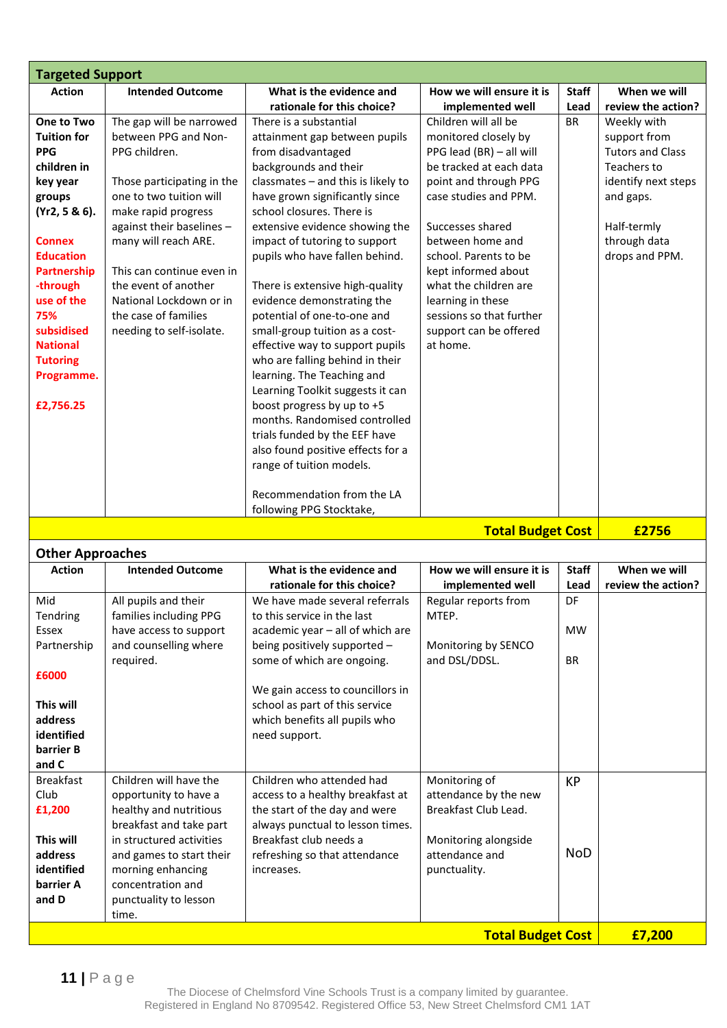## Targeted Support

| Action | Intended Outcome | What is the evidence and rationale for this choice? | How we will ensure it is implemented well | Staff Lead | When we will review the action? |
|---|---|---|---|---|---|
| **One to Two Tuition for PPG children in key year groups (Yr2, 5 & 6).**<br><br>**Connex Education Partnership -through use of the 75% subsidised National Tutoring Programme.**<br><br>**£2,756.25** | The gap will be narrowed between PPG and Non-PPG children.<br><br>Those participating in the one to two tuition will make rapid progress against their baselines – many will reach ARE.<br><br>This can continue even in the event of another National Lockdown or in the case of families needing to self-isolate. | There is a substantial attainment gap between pupils from disadvantaged backgrounds and their classmates – and this is likely to have grown significantly since school closures. There is extensive evidence showing the impact of tutoring to support pupils who have fallen behind.<br><br>There is extensive high-quality evidence demonstrating the potential of one-to-one and small-group tuition as a cost-effective way to support pupils who are falling behind in their learning. The Teaching and Learning Toolkit suggests it can boost progress by up to +5 months. Randomised controlled trials funded by the EEF have also found positive effects for a range of tuition models.<br><br>Recommendation from the LA following PPG Stocktake, | Children will all be monitored closely by PPG lead (BR) – all will be tracked at each data point and through PPG case studies and PPM.<br><br>Successes shared between home and school. Parents to be kept informed about what the children are learning in these sessions so that further support can be offered at home. | BR | Weekly with support from Tutors and Class Teachers to identify next steps and gaps.<br><br>Half-termly through data drops and PPM. |
| | | | | **Total Budget Cost** | **£2756** |

## Other Approaches

| Action | Intended Outcome | What is the evidence and rationale for this choice? | How we will ensure it is implemented well | Staff Lead | When we will review the action? |
|---|---|---|---|---|---|
| Mid Tendring Essex Partnership<br><br>**£6000**<br><br>**This will address identified barrier B and C** | All pupils and their families including PPG have access to support and counselling where required. | We have made several referrals to this service in the last academic year – all of which are being positively supported – some of which are ongoing.<br><br>We gain access to councillors in school as part of this service which benefits all pupils who need support. | Regular reports from MTEP.<br><br>Monitoring by SENCO and DSL/DDSL. | DF<br><br>MW<br><br>BR | |
| Breakfast Club<br>**£1,200**<br><br>**This will address identified barrier A and D** | Children will have the opportunity to have a healthy and nutritious breakfast and take part in structured activities and games to start their morning enhancing concentration and punctuality to lesson time. | Children who attended had access to a healthy breakfast at the start of the day and were always punctual to lesson times. Breakfast club needs a refreshing so that attendance increases. | Monitoring of attendance by the new Breakfast Club Lead.<br><br>Monitoring alongside attendance and punctuality. | KP<br><br>NoD | |
| | | | | **Total Budget Cost** | **£7,200** |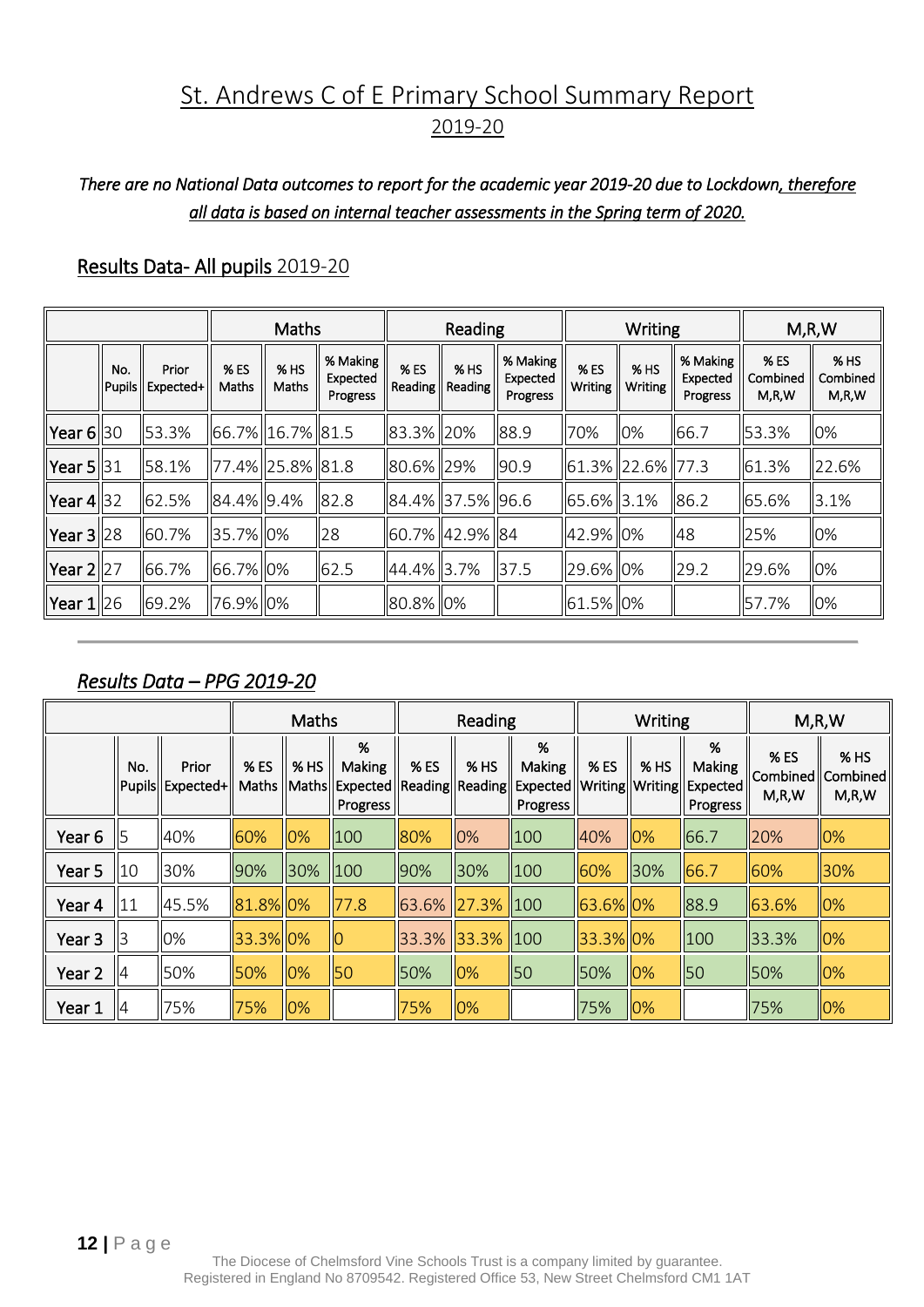# St. Andrews C of E Primary School Summary Report

2019-20

*There are no National Data outcomes to report for the academic year 2019-20 due to Lockdown, therefore all data is based on internal teacher assessments in the Spring term of 2020.*

## Results Data- All pupils 2019-20

| | | | Maths | | | Reading | | | Writing | | | M,R,W | |
|---|---|---|---|---|---|---|---|---|---|---|---|---|---|
| | No. Pupils | Prior Expected+ | % ES Maths | % HS Maths | % Making Expected Progress | % ES Reading | % HS Reading | % Making Expected Progress | % ES Writing | % HS Writing | % Making Expected Progress | % ES Combined M,R,W | % HS Combined M,R,W |
| Year 6 | 30 | 53.3% | 66.7% | 16.7% | 81.5 | 83.3% | 20% | 88.9 | 70% | 0% | 66.7 | 53.3% | 0% |
| Year 5 | 31 | 58.1% | 77.4% | 25.8% | 81.8 | 80.6% | 29% | 90.9 | 61.3% | 22.6% | 77.3 | 61.3% | 22.6% |
| Year 4 | 32 | 62.5% | 84.4% | 9.4% | 82.8 | 84.4% | 37.5% | 96.6 | 65.6% | 3.1% | 86.2 | 65.6% | 3.1% |
| Year 3 | 28 | 60.7% | 35.7% | 0% | 28 | 60.7% | 42.9% | 84 | 42.9% | 0% | 48 | 25% | 0% |
| Year 2 | 27 | 66.7% | 66.7% | 0% | 62.5 | 44.4% | 3.7% | 37.5 | 29.6% | 0% | 29.2 | 29.6% | 0% |
| Year 1 | 26 | 69.2% | 76.9% | 0% | | 80.8% | 0% | | 61.5% | 0% | | 57.7% | 0% |

## *Results Data – PPG 2019-20*

| | | | Maths | | | Reading | | | Writing | | | M,R,W | |
|---|---|---|---|---|---|---|---|---|---|---|---|---|---|
| | No. Pupils | Prior Expected+ | % ES Maths | % HS Maths | % Making Expected Progress | % ES Reading | % HS Reading | % Making Expected Progress | % ES Writing | % HS Writing | % Making Expected Progress | % ES Combined M,R,W | % HS Combined M,R,W |
| Year 6 | 5 | 40% | 60% | 0% | 100 | 80% | 0% | 100 | 40% | 0% | 66.7 | 20% | 0% |
| Year 5 | 10 | 30% | 90% | 30% | 100 | 90% | 30% | 100 | 60% | 30% | 66.7 | 60% | 30% |
| Year 4 | 11 | 45.5% | 81.8% | 0% | 77.8 | 63.6% | 27.3% | 100 | 63.6% | 0% | 88.9 | 63.6% | 0% |
| Year 3 | 3 | 0% | 33.3% | 0% | 0 | 33.3% | 33.3% | 100 | 33.3% | 0% | 100 | 33.3% | 0% |
| Year 2 | 4 | 50% | 50% | 0% | 50 | 50% | 0% | 50 | 50% | 0% | 50 | 50% | 0% |
| Year 1 | 4 | 75% | 75% | 0% | | 75% | 0% | | 75% | 0% | | 75% | 0% |

The Diocese of Chelmsford Vine Schools Trust is a company limited by guarantee.
Registered in England No 8709542. Registered Office 53, New Street Chelmsford CM1 1AT